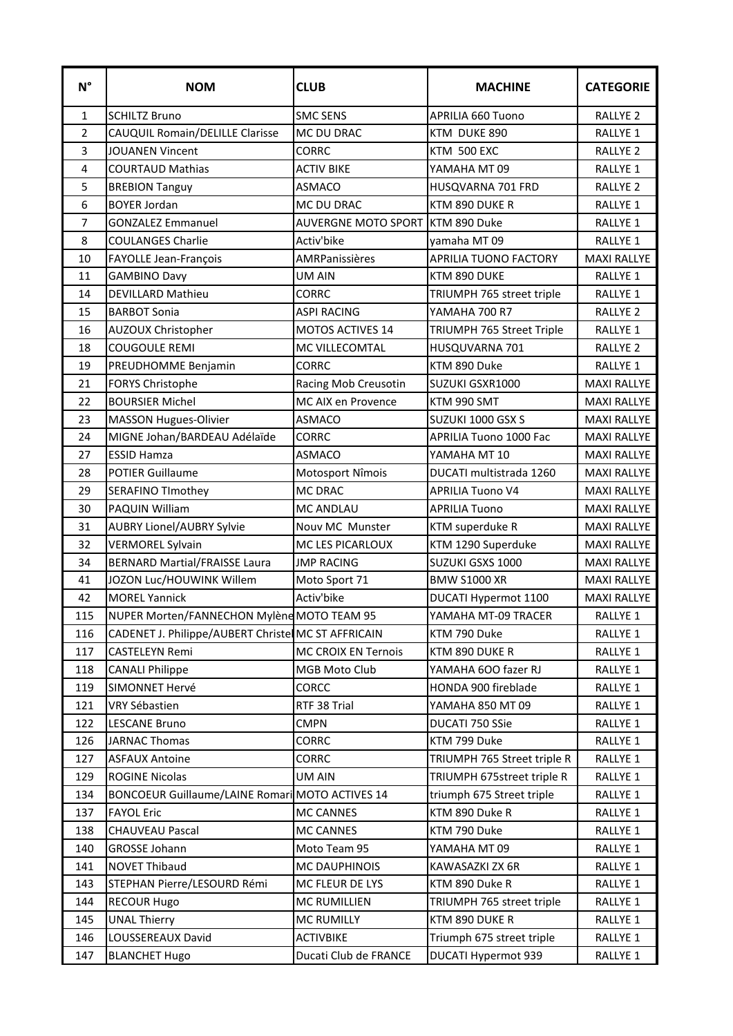| N° | NOM | CLUB | MACHINE | CATEGORIE |
| --- | --- | --- | --- | --- |
| 1 | SCHILTZ Bruno | SMC SENS | APRILIA 660 Tuono | RALLYE 2 |
| 2 | CAUQUIL Romain/DELILLE Clarisse | MC DU DRAC | KTM DUKE 890 | RALLYE 1 |
| 3 | JOUANEN Vincent | CORRC | KTM 500 EXC | RALLYE 2 |
| 4 | COURTAUD Mathias | ACTIV BIKE | YAMAHA MT 09 | RALLYE 1 |
| 5 | BREBION Tanguy | ASMACO | HUSQVARNA 701 FRD | RALLYE 2 |
| 6 | BOYER Jordan | MC DU DRAC | KTM 890 DUKE R | RALLYE 1 |
| 7 | GONZALEZ Emmanuel | AUVERGNE MOTO SPORT | KTM 890 Duke | RALLYE 1 |
| 8 | COULANGES Charlie | Activ'bike | yamaha MT 09 | RALLYE 1 |
| 10 | FAYOLLE Jean-François | AMRPanissières | APRILIA TUONO FACTORY | MAXI RALLYE |
| 11 | GAMBINO Davy | UM AIN | KTM 890 DUKE | RALLYE 1 |
| 14 | DEVILLARD Mathieu | CORRC | TRIUMPH 765 street triple | RALLYE 1 |
| 15 | BARBOT Sonia | ASPI RACING | YAMAHA 700 R7 | RALLYE 2 |
| 16 | AUZOUX Christopher | MOTOS ACTIVES 14 | TRIUMPH 765 Street Triple | RALLYE 1 |
| 18 | COUGOULE REMI | MC VILLECOMTAL | HUSQUVARNA 701 | RALLYE 2 |
| 19 | PREUDHOMME Benjamin | CORRC | KTM 890 Duke | RALLYE 1 |
| 21 | FORYS Christophe | Racing Mob Creusotin | SUZUKI GSXR1000 | MAXI RALLYE |
| 22 | BOURSIER Michel | MC AIX en Provence | KTM 990 SMT | MAXI RALLYE |
| 23 | MASSON Hugues-Olivier | ASMACO | SUZUKI 1000 GSX S | MAXI RALLYE |
| 24 | MIGNE Johan/BARDEAU Adélaïde | CORRC | APRILIA Tuono 1000 Fac | MAXI RALLYE |
| 27 | ESSID Hamza | ASMACO | YAMAHA MT 10 | MAXI RALLYE |
| 28 | POTIER Guillaume | Motosport Nîmois | DUCATI multistrada 1260 | MAXI RALLYE |
| 29 | SERAFINO TImothey | MC DRAC | APRILIA Tuono V4 | MAXI RALLYE |
| 30 | PAQUIN William | MC ANDLAU | APRILIA Tuono | MAXI RALLYE |
| 31 | AUBRY Lionel/AUBRY Sylvie | Nouv MC Munster | KTM superduke R | MAXI RALLYE |
| 32 | VERMOREL Sylvain | MC LES PICARLOUX | KTM 1290 Superduke | MAXI RALLYE |
| 34 | BERNARD Martial/FRAISSE Laura | JMP RACING | SUZUKI GSXS 1000 | MAXI RALLYE |
| 41 | JOZON Luc/HOUWINK Willem | Moto Sport 71 | BMW S1000 XR | MAXI RALLYE |
| 42 | MOREL Yannick | Activ'bike | DUCATI Hypermot 1100 | MAXI RALLYE |
| 115 | NUPER Morten/FANNECHON Mylène | MOTO TEAM 95 | YAMAHA MT-09 TRACER | RALLYE 1 |
| 116 | CADENET J. Philippe/AUBERT Christel | MC ST AFFRICAIN | KTM 790 Duke | RALLYE 1 |
| 117 | CASTELEYN Remi | MC CROIX EN Ternois | KTM 890 DUKE R | RALLYE 1 |
| 118 | CANALI Philippe | MGB Moto Club | YAMAHA 6OO fazer RJ | RALLYE 1 |
| 119 | SIMONNET Hervé | CORCC | HONDA 900 fireblade | RALLYE 1 |
| 121 | VRY Sébastien | RTF 38 Trial | YAMAHA 850 MT 09 | RALLYE 1 |
| 122 | LESCANE Bruno | CMPN | DUCATI 750 SSie | RALLYE 1 |
| 126 | JARNAC Thomas | CORRC | KTM 799 Duke | RALLYE 1 |
| 127 | ASFAUX Antoine | CORRC | TRIUMPH 765 Street triple R | RALLYE 1 |
| 129 | ROGINE Nicolas | UM AIN | TRIUMPH 675street triple R | RALLYE 1 |
| 134 | BONCOEUR Guillaume/LAINE Romari | MOTO ACTIVES 14 | triumph 675 Street triple | RALLYE 1 |
| 137 | FAYOL Eric | MC CANNES | KTM 890 Duke R | RALLYE 1 |
| 138 | CHAUVEAU Pascal | MC CANNES | KTM 790 Duke | RALLYE 1 |
| 140 | GROSSE Johann | Moto Team 95 | YAMAHA MT 09 | RALLYE 1 |
| 141 | NOVET Thibaud | MC DAUPHINOIS | KAWASAZKI ZX 6R | RALLYE 1 |
| 143 | STEPHAN Pierre/LESOURD Rémi | MC FLEUR DE LYS | KTM 890 Duke R | RALLYE 1 |
| 144 | RECOUR Hugo | MC RUMILLIEN | TRIUMPH 765 street triple | RALLYE 1 |
| 145 | UNAL Thierry | MC RUMILLY | KTM 890 DUKE R | RALLYE 1 |
| 146 | LOUSSEREAUX David | ACTIVBIKE | Triumph 675 street triple | RALLYE 1 |
| 147 | BLANCHET Hugo | Ducati Club de FRANCE | DUCATI Hypermot 939 | RALLYE 1 |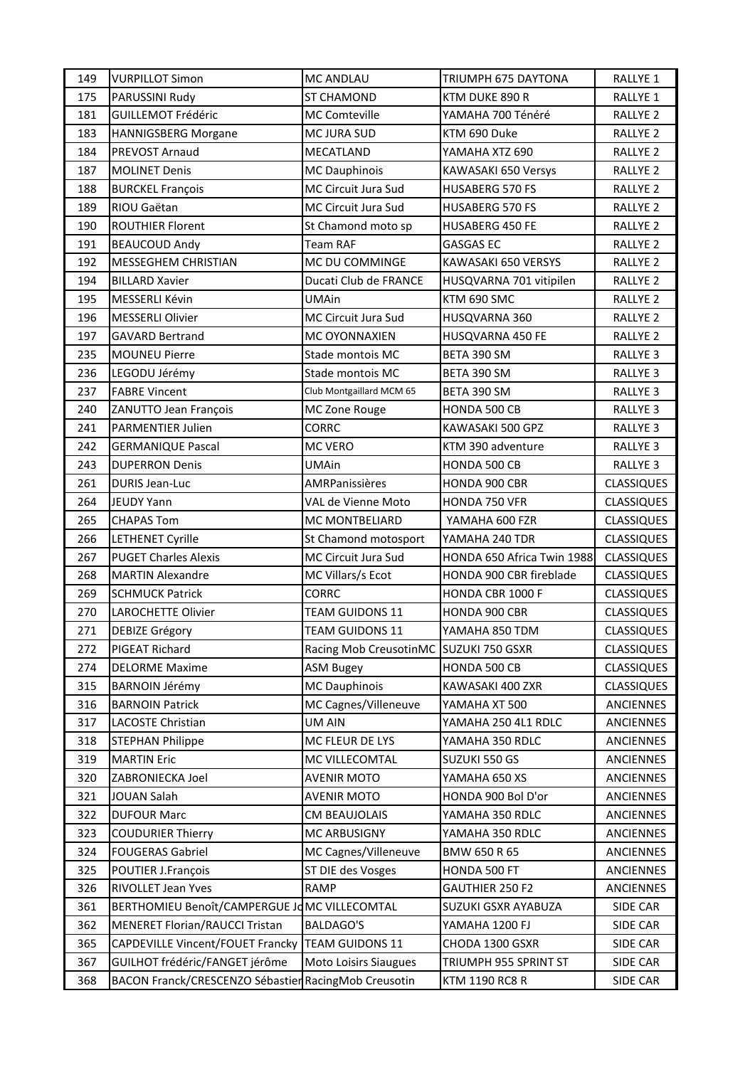| 149 | VURPILLOT Simon | MC ANDLAU | TRIUMPH 675 DAYTONA | RALLYE 1 |
|---|---|---|---|---|
| 175 | PARUSSINI Rudy | ST CHAMOND | KTM DUKE 890 R | RALLYE 1 |
| 181 | GUILLEMOT Frédéric | MC Comteville | YAMAHA 700 Ténéré | RALLYE 2 |
| 183 | HANNIGSBERG Morgane | MC JURA SUD | KTM 690 Duke | RALLYE 2 |
| 184 | PREVOST Arnaud | MECATLAND | YAMAHA XTZ 690 | RALLYE 2 |
| 187 | MOLINET Denis | MC Dauphinois | KAWASAKI 650 Versys | RALLYE 2 |
| 188 | BURCKEL François | MC Circuit Jura Sud | HUSABERG 570 FS | RALLYE 2 |
| 189 | RIOU Gaëtan | MC Circuit Jura Sud | HUSABERG 570 FS | RALLYE 2 |
| 190 | ROUTHIER Florent | St Chamond moto sp | HUSABERG 450 FE | RALLYE 2 |
| 191 | BEAUCOUD Andy | Team RAF | GASGAS EC | RALLYE 2 |
| 192 | MESSEGHEM CHRISTIAN | MC DU COMMINGE | KAWASAKI 650 VERSYS | RALLYE 2 |
| 194 | BILLARD Xavier | Ducati Club de FRANCE | HUSQVARNA 701 vitipilen | RALLYE 2 |
| 195 | MESSERLI Kévin | UMAin | KTM 690 SMC | RALLYE 2 |
| 196 | MESSERLI Olivier | MC Circuit Jura Sud | HUSQVARNA 360 | RALLYE 2 |
| 197 | GAVARD Bertrand | MC OYONNAXIEN | HUSQVARNA 450 FE | RALLYE 2 |
| 235 | MOUNEU Pierre | Stade montois MC | BETA 390 SM | RALLYE 3 |
| 236 | LEGODU Jérémy | Stade montois MC | BETA 390 SM | RALLYE 3 |
| 237 | FABRE Vincent | Club Montgaillard MCM 65 | BETA 390 SM | RALLYE 3 |
| 240 | ZANUTTO Jean François | MC Zone Rouge | HONDA 500 CB | RALLYE 3 |
| 241 | PARMENTIER Julien | CORRC | KAWASAKI 500 GPZ | RALLYE 3 |
| 242 | GERMANIQUE Pascal | MC VERO | KTM 390 adventure | RALLYE 3 |
| 243 | DUPERRON Denis | UMAin | HONDA 500 CB | RALLYE 3 |
| 261 | DURIS Jean-Luc | AMRPanissières | HONDA 900 CBR | CLASSIQUES |
| 264 | JEUDY Yann | VAL de Vienne Moto | HONDA 750 VFR | CLASSIQUES |
| 265 | CHAPAS Tom | MC MONTBELIARD | YAMAHA 600 FZR | CLASSIQUES |
| 266 | LETHENET Cyrille | St Chamond motosport | YAMAHA 240 TDR | CLASSIQUES |
| 267 | PUGET Charles Alexis | MC Circuit Jura Sud | HONDA 650 Africa Twin 1988 | CLASSIQUES |
| 268 | MARTIN Alexandre | MC Villars/s Ecot | HONDA 900 CBR fireblade | CLASSIQUES |
| 269 | SCHMUCK Patrick | CORRC | HONDA CBR 1000 F | CLASSIQUES |
| 270 | LAROCHETTE Olivier | TEAM GUIDONS 11 | HONDA 900 CBR | CLASSIQUES |
| 271 | DEBIZE Grégory | TEAM GUIDONS 11 | YAMAHA 850 TDM | CLASSIQUES |
| 272 | PIGEAT Richard | Racing Mob CreusotinMC | SUZUKI 750 GSXR | CLASSIQUES |
| 274 | DELORME Maxime | ASM Bugey | HONDA 500 CB | CLASSIQUES |
| 315 | BARNOIN Jérémy | MC Dauphinois | KAWASAKI 400 ZXR | CLASSIQUES |
| 316 | BARNOIN Patrick | MC Cagnes/Villeneuve | YAMAHA XT 500 | ANCIENNES |
| 317 | LACOSTE Christian | UM AIN | YAMAHA 250 4L1 RDLC | ANCIENNES |
| 318 | STEPHAN Philippe | MC FLEUR DE LYS | YAMAHA 350 RDLC | ANCIENNES |
| 319 | MARTIN Eric | MC VILLECOMTAL | SUZUKI 550 GS | ANCIENNES |
| 320 | ZABRONIECKA Joel | AVENIR MOTO | YAMAHA 650 XS | ANCIENNES |
| 321 | JOUAN Salah | AVENIR MOTO | HONDA 900 Bol D'or | ANCIENNES |
| 322 | DUFOUR Marc | CM BEAUJOLAIS | YAMAHA 350 RDLC | ANCIENNES |
| 323 | COUDURIER Thierry | MC ARBUSIGNY | YAMAHA 350 RDLC | ANCIENNES |
| 324 | FOUGERAS Gabriel | MC Cagnes/Villeneuve | BMW 650 R 65 | ANCIENNES |
| 325 | POUTIER J.François | ST DIE des Vosges | HONDA 500 FT | ANCIENNES |
| 326 | RIVOLLET Jean Yves | RAMP | GAUTHIER 250 F2 | ANCIENNES |
| 361 | BERTHOMIEU Benoît/CAMPERGUE Jo | MC VILLECOMTAL | SUZUKI GSXR AYABUZA | SIDE CAR |
| 362 | MENERET Florian/RAUCCI Tristan | BALDAGO'S | YAMAHA 1200 FJ | SIDE CAR |
| 365 | CAPDEVILLE Vincent/FOUET Francky | TEAM GUIDONS 11 | CHODA 1300 GSXR | SIDE CAR |
| 367 | GUILHOT frédéric/FANGET jérôme | Moto Loisirs Siaugues | TRIUMPH 955 SPRINT ST | SIDE CAR |
| 368 | BACON Franck/CRESCENZO Sébastien | RacingMob Creusotin | KTM 1190 RC8 R | SIDE CAR |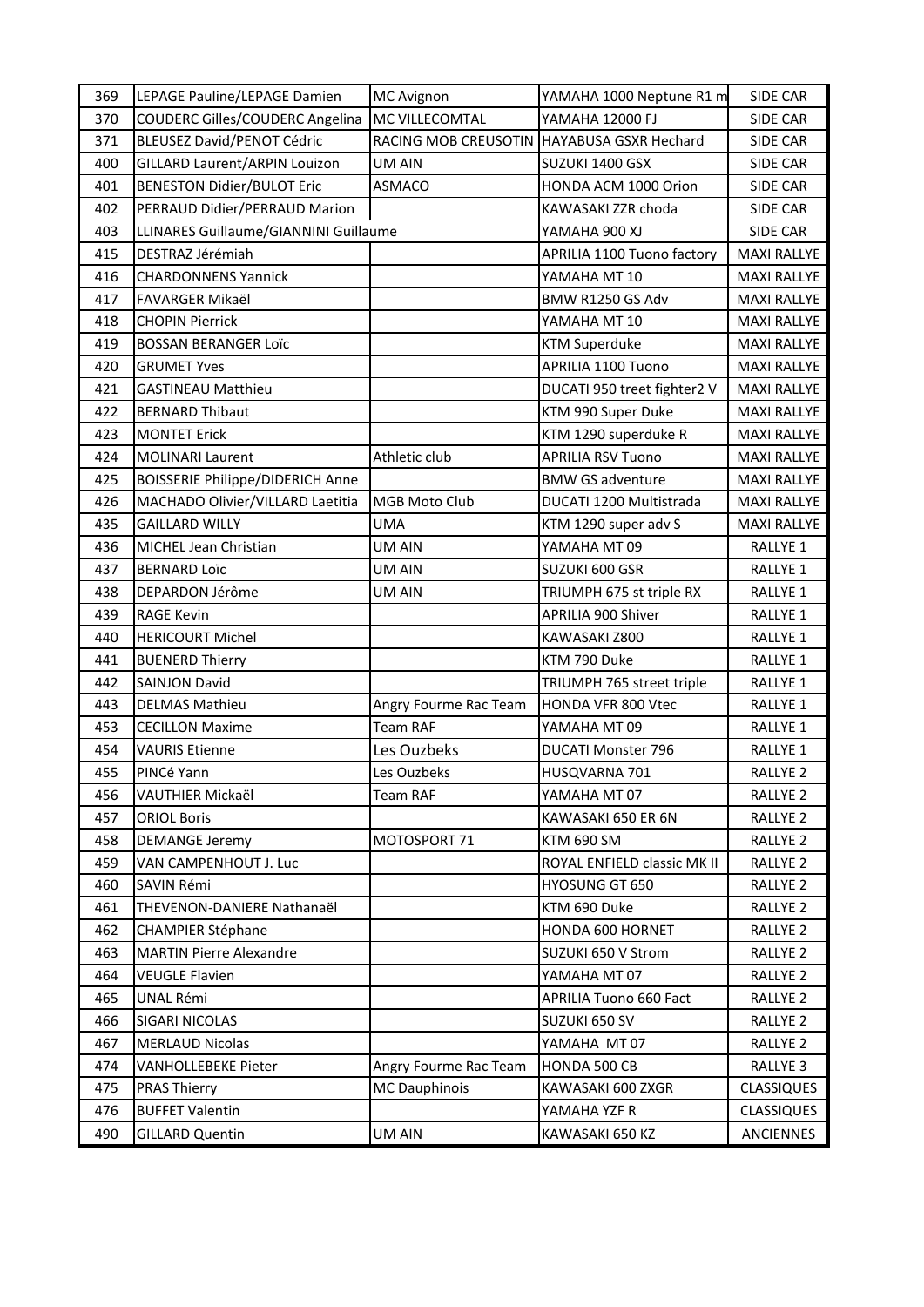| | | | | |
|---|---|---|---|---|
| 369 | LEPAGE Pauline/LEPAGE Damien | MC Avignon | YAMAHA 1000 Neptune R1 m | SIDE CAR |
| 370 | COUDERC Gilles/COUDERC Angelina | MC VILLECOMTAL | YAMAHA 12000 FJ | SIDE CAR |
| 371 | BLEUSEZ David/PENOT Cédric | RACING MOB CREUSOTIN | HAYABUSA GSXR Hechard | SIDE CAR |
| 400 | GILLARD Laurent/ARPIN Louizon | UM AIN | SUZUKI 1400 GSX | SIDE CAR |
| 401 | BENESTON Didier/BULOT Eric | ASMACO | HONDA ACM 1000 Orion | SIDE CAR |
| 402 | PERRAUD Didier/PERRAUD Marion | | KAWASAKI ZZR choda | SIDE CAR |
| 403 | LLINARES Guillaume/GIANNINI Guillaume | | YAMAHA 900 XJ | SIDE CAR |
| 415 | DESTRAZ Jérémiah | | APRILIA 1100 Tuono factory | MAXI RALLYE |
| 416 | CHARDONNENS Yannick | | YAMAHA MT 10 | MAXI RALLYE |
| 417 | FAVARGER Mikaël | | BMW R1250 GS Adv | MAXI RALLYE |
| 418 | CHOPIN Pierrick | | YAMAHA MT 10 | MAXI RALLYE |
| 419 | BOSSAN BERANGER Loïc | | KTM Superduke | MAXI RALLYE |
| 420 | GRUMET Yves | | APRILIA 1100 Tuono | MAXI RALLYE |
| 421 | GASTINEAU Matthieu | | DUCATI 950 treet fighter2 V | MAXI RALLYE |
| 422 | BERNARD Thibaut | | KTM 990 Super Duke | MAXI RALLYE |
| 423 | MONTET Erick | | KTM 1290 superduke R | MAXI RALLYE |
| 424 | MOLINARI Laurent | Athletic club | APRILIA RSV Tuono | MAXI RALLYE |
| 425 | BOISSERIE Philippe/DIDERICH Anne | | BMW GS adventure | MAXI RALLYE |
| 426 | MACHADO Olivier/VILLARD Laetitia | MGB Moto Club | DUCATI 1200 Multistrada | MAXI RALLYE |
| 435 | GAILLARD WILLY | UMA | KTM 1290 super adv S | MAXI RALLYE |
| 436 | MICHEL Jean Christian | UM AIN | YAMAHA MT 09 | RALLYE 1 |
| 437 | BERNARD Loïc | UM AIN | SUZUKI 600 GSR | RALLYE 1 |
| 438 | DEPARDON Jérôme | UM AIN | TRIUMPH 675 st triple RX | RALLYE 1 |
| 439 | RAGE Kevin | | APRILIA 900 Shiver | RALLYE 1 |
| 440 | HERICOURT Michel | | KAWASAKI Z800 | RALLYE 1 |
| 441 | BUENERD Thierry | | KTM 790 Duke | RALLYE 1 |
| 442 | SAINJON David | | TRIUMPH 765 street triple | RALLYE 1 |
| 443 | DELMAS Mathieu | Angry Fourme Rac Team | HONDA VFR 800 Vtec | RALLYE 1 |
| 453 | CECILLON Maxime | Team RAF | YAMAHA MT 09 | RALLYE 1 |
| 454 | VAURIS Etienne | Les Ouzbeks | DUCATI Monster 796 | RALLYE 1 |
| 455 | PINCé Yann | Les Ouzbeks | HUSQVARNA 701 | RALLYE 2 |
| 456 | VAUTHIER Mickaël | Team RAF | YAMAHA MT 07 | RALLYE 2 |
| 457 | ORIOL Boris | | KAWASAKI 650 ER 6N | RALLYE 2 |
| 458 | DEMANGE Jeremy | MOTOSPORT 71 | KTM 690 SM | RALLYE 2 |
| 459 | VAN CAMPENHOUT J. Luc | | ROYAL ENFIELD classic MK II | RALLYE 2 |
| 460 | SAVIN Rémi | | HYOSUNG GT 650 | RALLYE 2 |
| 461 | THEVENON-DANIERE Nathanaël | | KTM 690 Duke | RALLYE 2 |
| 462 | CHAMPIER Stéphane | | HONDA 600 HORNET | RALLYE 2 |
| 463 | MARTIN Pierre Alexandre | | SUZUKI 650 V Strom | RALLYE 2 |
| 464 | VEUGLE Flavien | | YAMAHA MT 07 | RALLYE 2 |
| 465 | UNAL Rémi | | APRILIA Tuono 660 Fact | RALLYE 2 |
| 466 | SIGARI NICOLAS | | SUZUKI 650 SV | RALLYE 2 |
| 467 | MERLAUD Nicolas | | YAMAHA MT 07 | RALLYE 2 |
| 474 | VANHOLLEBEKE Pieter | Angry Fourme Rac Team | HONDA 500 CB | RALLYE 3 |
| 475 | PRAS Thierry | MC Dauphinois | KAWASAKI 600 ZXGR | CLASSIQUES |
| 476 | BUFFET Valentin | | YAMAHA YZF R | CLASSIQUES |
| 490 | GILLARD Quentin | UM AIN | KAWASAKI 650 KZ | ANCIENNES |